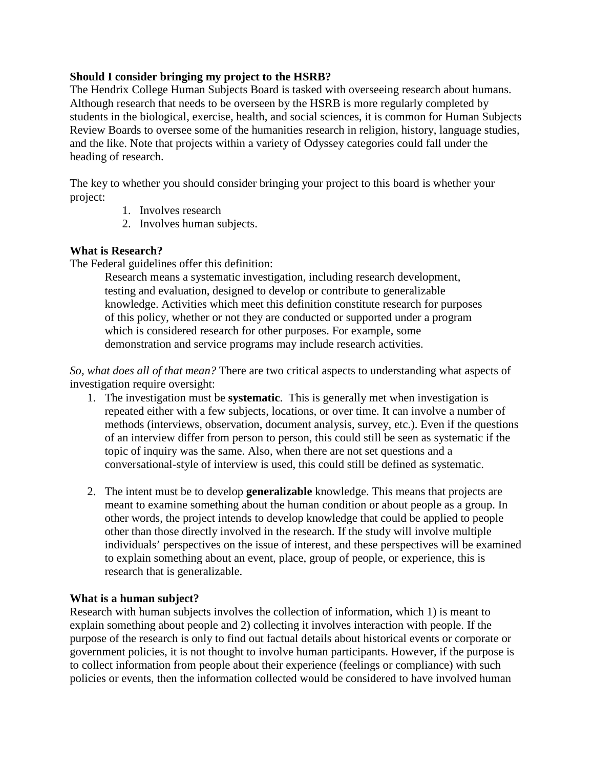**Should I consider bringing my project to the HSRB?**

The Hendrix College Human Subjects Board is tasked with overseeing research about humans. Although research that needs to be overseen by the HSRB is more regularly completed by students in the biological, exercise, health, and social sciences, it is common for Human Subjects Review Boards to oversee some of the humanities research in religion, history, language studies, and the like. Note that projects within a variety of Odyssey categories could fall under the heading of research.

The key to whether you should consider bringing your project to this board is whether your project:

1. Involves research
2. Involves human subjects.

**What is Research?**

The Federal guidelines offer this definition:

> Research means a systematic investigation, including research development, testing and evaluation, designed to develop or contribute to generalizable knowledge. Activities which meet this definition constitute research for purposes of this policy, whether or not they are conducted or supported under a program which is considered research for other purposes. For example, some demonstration and service programs may include research activities.

*So, what does all of that mean?* There are two critical aspects to understanding what aspects of investigation require oversight:

1. The investigation must be **systematic**. This is generally met when investigation is repeated either with a few subjects, locations, or over time. It can involve a number of methods (interviews, observation, document analysis, survey, etc.). Even if the questions of an interview differ from person to person, this could still be seen as systematic if the topic of inquiry was the same. Also, when there are not set questions and a conversational-style of interview is used, this could still be defined as systematic.

2. The intent must be to develop **generalizable** knowledge. This means that projects are meant to examine something about the human condition or about people as a group. In other words, the project intends to develop knowledge that could be applied to people other than those directly involved in the research. If the study will involve multiple individuals' perspectives on the issue of interest, and these perspectives will be examined to explain something about an event, place, group of people, or experience, this is research that is generalizable.

**What is a human subject?**

Research with human subjects involves the collection of information, which 1) is meant to explain something about people and 2) collecting it involves interaction with people. If the purpose of the research is only to find out factual details about historical events or corporate or government policies, it is not thought to involve human participants. However, if the purpose is to collect information from people about their experience (feelings or compliance) with such policies or events, then the information collected would be considered to have involved human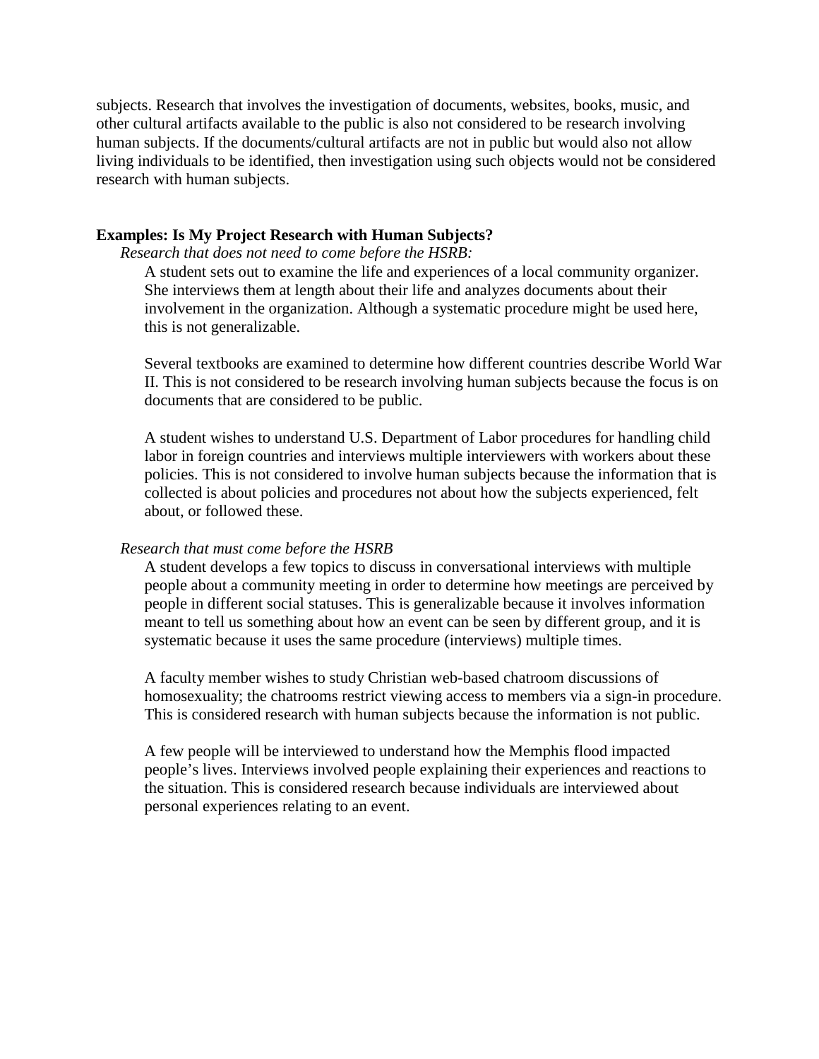subjects. Research that involves the investigation of documents, websites, books, music, and other cultural artifacts available to the public is also not considered to be research involving human subjects. If the documents/cultural artifacts are not in public but would also not allow living individuals to be identified, then investigation using such objects would not be considered research with human subjects.

**Examples: Is My Project Research with Human Subjects?**

*Research that does not need to come before the HSRB:*

A student sets out to examine the life and experiences of a local community organizer. She interviews them at length about their life and analyzes documents about their involvement in the organization. Although a systematic procedure might be used here, this is not generalizable.

Several textbooks are examined to determine how different countries describe World War II. This is not considered to be research involving human subjects because the focus is on documents that are considered to be public.

A student wishes to understand U.S. Department of Labor procedures for handling child labor in foreign countries and interviews multiple interviewers with workers about these policies. This is not considered to involve human subjects because the information that is collected is about policies and procedures not about how the subjects experienced, felt about, or followed these.

*Research that must come before the HSRB*

A student develops a few topics to discuss in conversational interviews with multiple people about a community meeting in order to determine how meetings are perceived by people in different social statuses. This is generalizable because it involves information meant to tell us something about how an event can be seen by different group, and it is systematic because it uses the same procedure (interviews) multiple times.

A faculty member wishes to study Christian web-based chatroom discussions of homosexuality; the chatrooms restrict viewing access to members via a sign-in procedure. This is considered research with human subjects because the information is not public.

A few people will be interviewed to understand how the Memphis flood impacted people's lives. Interviews involved people explaining their experiences and reactions to the situation. This is considered research because individuals are interviewed about personal experiences relating to an event.